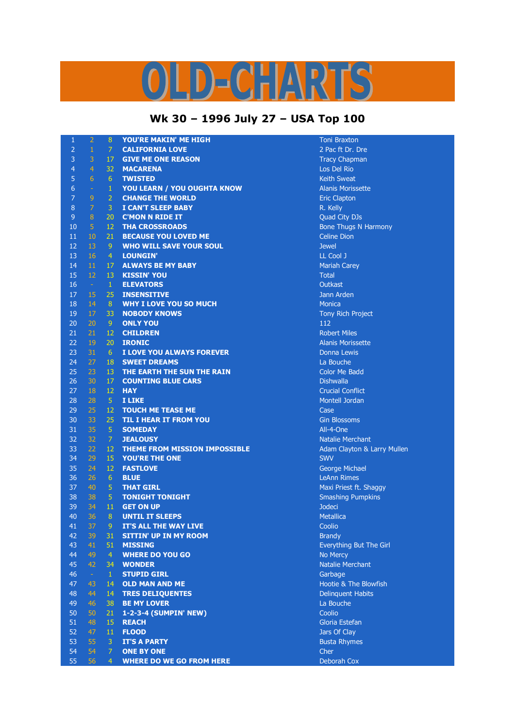# OLD-CHARTS

## Wk 30 – 1996 July 27 – USA Top 100

| | | | | |
|---|---|---|---|---|
| 1 | 2 | 8 | YOU'RE MAKIN' ME HIGH | Toni Braxton |
| 2 | 1 | 7 | CALIFORNIA LOVE | 2 Pac ft Dr. Dre |
| 3 | 3 | 17 | GIVE ME ONE REASON | Tracy Chapman |
| 4 | 4 | 32 | MACARENA | Los Del Rio |
| 5 | 6 | 6 | TWISTED | Keith Sweat |
| 6 | - | 1 | YOU LEARN / YOU OUGHTA KNOW | Alanis Morissette |
| 7 | 9 | 2 | CHANGE THE WORLD | Eric Clapton |
| 8 | 7 | 3 | I CAN'T SLEEP BABY | R. Kelly |
| 9 | 8 | 20 | C'MON N RIDE IT | Quad City DJs |
| 10 | 5 | 12 | THA CROSSROADS | Bone Thugs N Harmony |
| 11 | 10 | 21 | BECAUSE YOU LOVED ME | Celine Dion |
| 12 | 13 | 9 | WHO WILL SAVE YOUR SOUL | Jewel |
| 13 | 16 | 4 | LOUNGIN' | LL Cool J |
| 14 | 11 | 17 | ALWAYS BE MY BABY | Mariah Carey |
| 15 | 12 | 13 | KISSIN' YOU | Total |
| 16 | - | 1 | ELEVATORS | Outkast |
| 17 | 15 | 25 | INSENSITIVE | Jann Arden |
| 18 | 14 | 8 | WHY I LOVE YOU SO MUCH | Monica |
| 19 | 17 | 33 | NOBODY KNOWS | Tony Rich Project |
| 20 | 20 | 9 | ONLY YOU | 112 |
| 21 | 21 | 12 | CHILDREN | Robert Miles |
| 22 | 19 | 20 | IRONIC | Alanis Morissette |
| 23 | 31 | 6 | I LOVE YOU ALWAYS FOREVER | Donna Lewis |
| 24 | 27 | 18 | SWEET DREAMS | La Bouche |
| 25 | 23 | 13 | THE EARTH THE SUN THE RAIN | Color Me Badd |
| 26 | 30 | 17 | COUNTING BLUE CARS | Dishwalla |
| 27 | 18 | 12 | HAY | Crucial Conflict |
| 28 | 28 | 5 | I LIKE | Montell Jordan |
| 29 | 25 | 12 | TOUCH ME TEASE ME | Case |
| 30 | 33 | 25 | TIL I HEAR IT FROM YOU | Gin Blossoms |
| 31 | 35 | 5 | SOMEDAY | All-4-One |
| 32 | 32 | 7 | JEALOUSY | Natalie Merchant |
| 33 | 22 | 12 | THEME FROM MISSION IMPOSSIBLE | Adam Clayton & Larry Mullen |
| 34 | 29 | 15 | YOU'RE THE ONE | SWV |
| 35 | 24 | 12 | FASTLOVE | George Michael |
| 36 | 26 | 6 | BLUE | LeAnn Rimes |
| 37 | 40 | 5 | THAT GIRL | Maxi Priest ft. Shaggy |
| 38 | 38 | 5 | TONIGHT TONIGHT | Smashing Pumpkins |
| 39 | 34 | 11 | GET ON UP | Jodeci |
| 40 | 36 | 8 | UNTIL IT SLEEPS | Metallica |
| 41 | 37 | 9 | IT'S ALL THE WAY LIVE | Coolio |
| 42 | 39 | 31 | SITTIN' UP IN MY ROOM | Brandy |
| 43 | 41 | 51 | MISSING | Everything But The Girl |
| 44 | 49 | 4 | WHERE DO YOU GO | No Mercy |
| 45 | 42 | 34 | WONDER | Natalie Merchant |
| 46 | - | 1 | STUPID GIRL | Garbage |
| 47 | 43 | 14 | OLD MAN AND ME | Hootie & The Blowfish |
| 48 | 44 | 14 | TRES DELIQUENTES | Delinquent Habits |
| 49 | 46 | 38 | BE MY LOVER | La Bouche |
| 50 | 50 | 21 | 1-2-3-4 (SUMPIN' NEW) | Coolio |
| 51 | 48 | 15 | REACH | Gloria Estefan |
| 52 | 47 | 11 | FLOOD | Jars Of Clay |
| 53 | 55 | 3 | IT'S A PARTY | Busta Rhymes |
| 54 | 54 | 7 | ONE BY ONE | Cher |
| 55 | 56 | 4 | WHERE DO WE GO FROM HERE | Deborah Cox |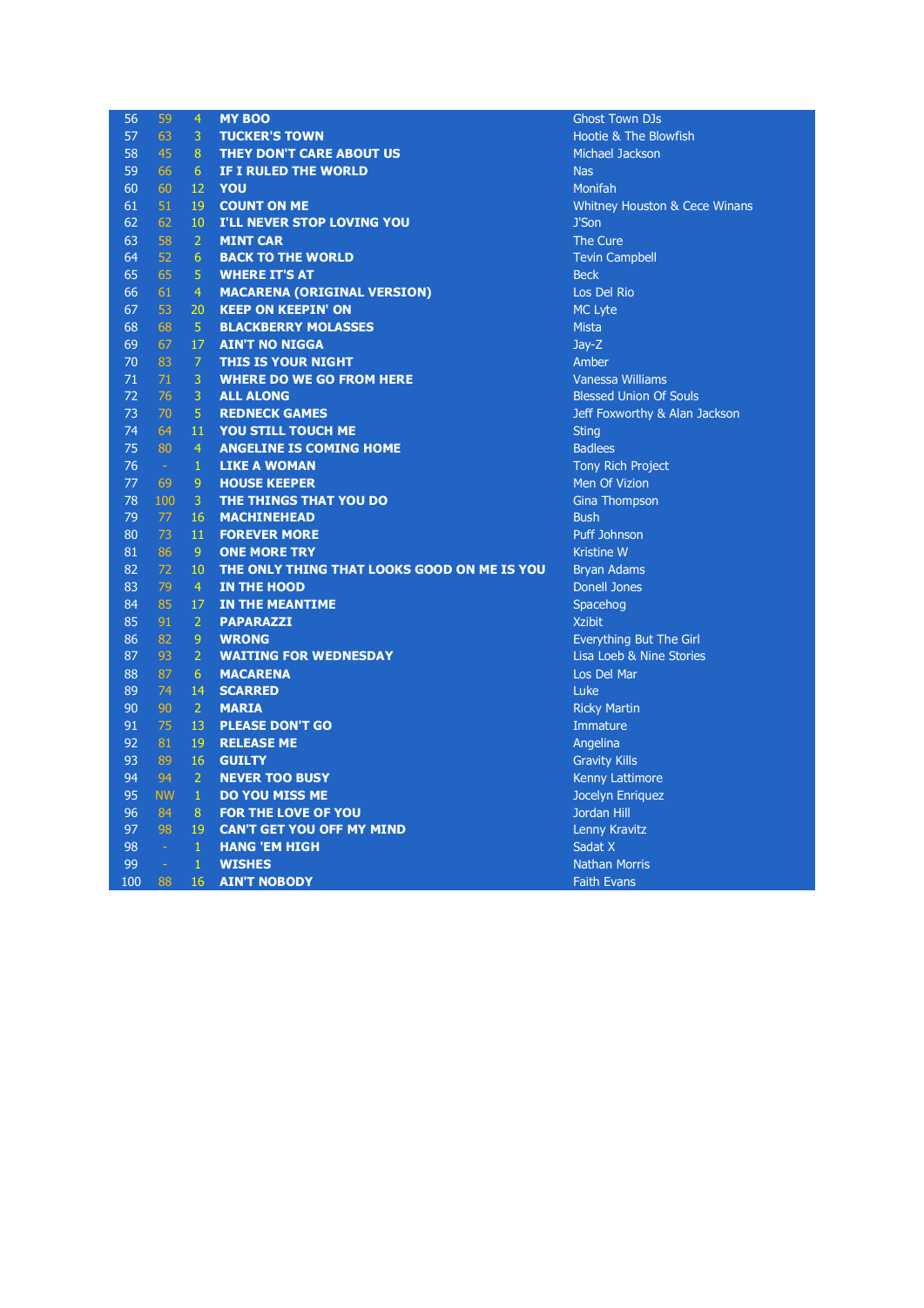| | | | | |
|---|---|---|---|---|
| 56 | 59 | 4 | MY BOO | Ghost Town DJs |
| 57 | 63 | 3 | TUCKER'S TOWN | Hootie & The Blowfish |
| 58 | 45 | 8 | THEY DON'T CARE ABOUT US | Michael Jackson |
| 59 | 66 | 6 | IF I RULED THE WORLD | Nas |
| 60 | 60 | 12 | YOU | Monifah |
| 61 | 51 | 19 | COUNT ON ME | Whitney Houston & Cece Winans |
| 62 | 62 | 10 | I'LL NEVER STOP LOVING YOU | J'Son |
| 63 | 58 | 2 | MINT CAR | The Cure |
| 64 | 52 | 6 | BACK TO THE WORLD | Tevin Campbell |
| 65 | 65 | 5 | WHERE IT'S AT | Beck |
| 66 | 61 | 4 | MACARENA (ORIGINAL VERSION) | Los Del Rio |
| 67 | 53 | 20 | KEEP ON KEEPIN' ON | MC Lyte |
| 68 | 68 | 5 | BLACKBERRY MOLASSES | Mista |
| 69 | 67 | 17 | AIN'T NO NIGGA | Jay-Z |
| 70 | 83 | 7 | THIS IS YOUR NIGHT | Amber |
| 71 | 71 | 3 | WHERE DO WE GO FROM HERE | Vanessa Williams |
| 72 | 76 | 3 | ALL ALONG | Blessed Union Of Souls |
| 73 | 70 | 5 | REDNECK GAMES | Jeff Foxworthy & Alan Jackson |
| 74 | 64 | 11 | YOU STILL TOUCH ME | Sting |
| 75 | 80 | 4 | ANGELINE IS COMING HOME | Badlees |
| 76 | - | 1 | LIKE A WOMAN | Tony Rich Project |
| 77 | 69 | 9 | HOUSE KEEPER | Men Of Vizion |
| 78 | 100 | 3 | THE THINGS THAT YOU DO | Gina Thompson |
| 79 | 77 | 16 | MACHINEHEAD | Bush |
| 80 | 73 | 11 | FOREVER MORE | Puff Johnson |
| 81 | 86 | 9 | ONE MORE TRY | Kristine W |
| 82 | 72 | 10 | THE ONLY THING THAT LOOKS GOOD ON ME IS YOU | Bryan Adams |
| 83 | 79 | 4 | IN THE HOOD | Donell Jones |
| 84 | 85 | 17 | IN THE MEANTIME | Spacehog |
| 85 | 91 | 2 | PAPARAZZI | Xzibit |
| 86 | 82 | 9 | WRONG | Everything But The Girl |
| 87 | 93 | 2 | WAITING FOR WEDNESDAY | Lisa Loeb & Nine Stories |
| 88 | 87 | 6 | MACARENA | Los Del Mar |
| 89 | 74 | 14 | SCARRED | Luke |
| 90 | 90 | 2 | MARIA | Ricky Martin |
| 91 | 75 | 13 | PLEASE DON'T GO | Immature |
| 92 | 81 | 19 | RELEASE ME | Angelina |
| 93 | 89 | 16 | GUILTY | Gravity Kills |
| 94 | 94 | 2 | NEVER TOO BUSY | Kenny Lattimore |
| 95 | NW | 1 | DO YOU MISS ME | Jocelyn Enriquez |
| 96 | 84 | 8 | FOR THE LOVE OF YOU | Jordan Hill |
| 97 | 98 | 19 | CAN'T GET YOU OFF MY MIND | Lenny Kravitz |
| 98 | - | 1 | HANG 'EM HIGH | Sadat X |
| 99 | - | 1 | WISHES | Nathan Morris |
| 100 | 88 | 16 | AIN'T NOBODY | Faith Evans |